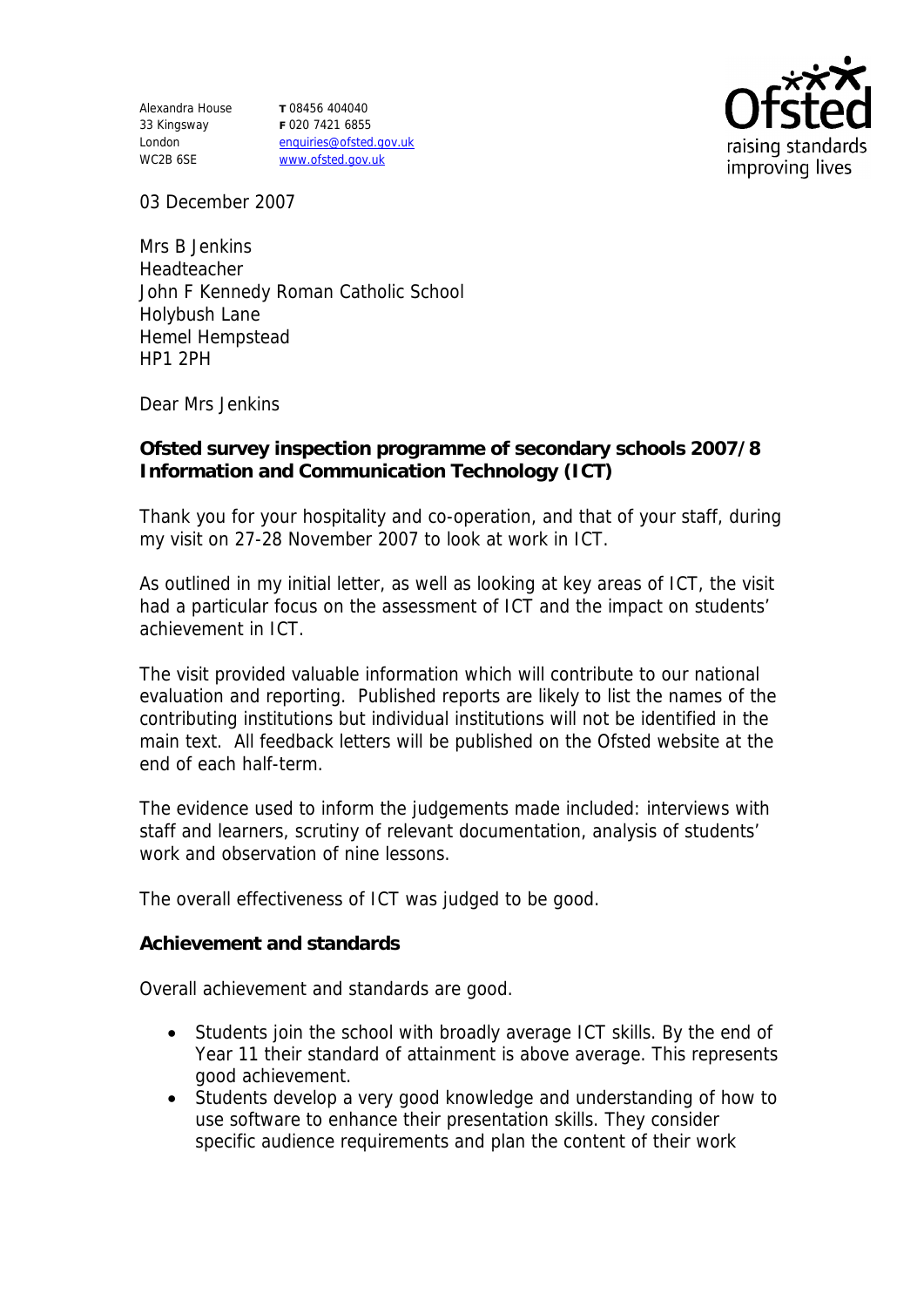Alexandra House
33 Kingsway
London
WC2B 6SE

**T** 08456 404040
**F** 020 7421 6855
enquiries@ofsted.gov.uk
www.ofsted.gov.uk

Ofsted
raising standards
improving lives

03 December 2007

Mrs B Jenkins
Headteacher
John F Kennedy Roman Catholic School
Holybush Lane
Hemel Hempstead
HP1 2PH

Dear Mrs Jenkins

**Ofsted survey inspection programme of secondary schools 2007/8**
**Information and Communication Technology (ICT)**

Thank you for your hospitality and co-operation, and that of your staff, during my visit on 27-28 November 2007 to look at work in ICT.

As outlined in my initial letter, as well as looking at key areas of ICT, the visit had a particular focus on the assessment of ICT and the impact on students' achievement in ICT.

The visit provided valuable information which will contribute to our national evaluation and reporting. Published reports are likely to list the names of the contributing institutions but individual institutions will not be identified in the main text. All feedback letters will be published on the Ofsted website at the end of each half-term.

The evidence used to inform the judgements made included: interviews with staff and learners, scrutiny of relevant documentation, analysis of students' work and observation of nine lessons.

The overall effectiveness of ICT was judged to be good.

**Achievement and standards**

Overall achievement and standards are good.

- Students join the school with broadly average ICT skills. By the end of Year 11 their standard of attainment is above average. This represents good achievement.
- Students develop a very good knowledge and understanding of how to use software to enhance their presentation skills. They consider specific audience requirements and plan the content of their work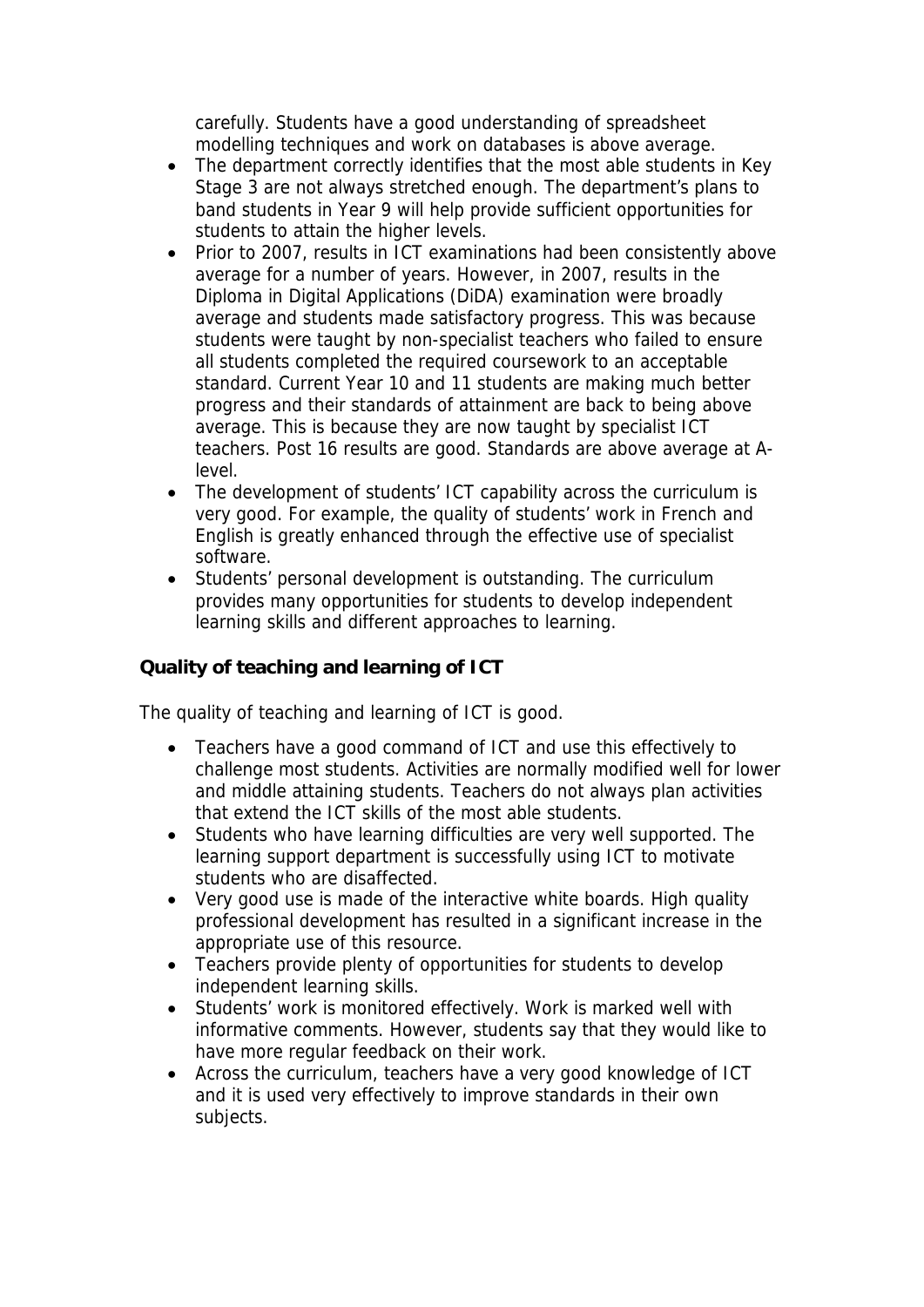carefully. Students have a good understanding of spreadsheet modelling techniques and work on databases is above average.

- The department correctly identifies that the most able students in Key Stage 3 are not always stretched enough. The department's plans to band students in Year 9 will help provide sufficient opportunities for students to attain the higher levels.
- Prior to 2007, results in ICT examinations had been consistently above average for a number of years. However, in 2007, results in the Diploma in Digital Applications (DiDA) examination were broadly average and students made satisfactory progress. This was because students were taught by non-specialist teachers who failed to ensure all students completed the required coursework to an acceptable standard. Current Year 10 and 11 students are making much better progress and their standards of attainment are back to being above average. This is because they are now taught by specialist ICT teachers. Post 16 results are good. Standards are above average at A-level.
- The development of students' ICT capability across the curriculum is very good. For example, the quality of students' work in French and English is greatly enhanced through the effective use of specialist software.
- Students' personal development is outstanding. The curriculum provides many opportunities for students to develop independent learning skills and different approaches to learning.

**Quality of teaching and learning of ICT**

The quality of teaching and learning of ICT is good.

- Teachers have a good command of ICT and use this effectively to challenge most students. Activities are normally modified well for lower and middle attaining students. Teachers do not always plan activities that extend the ICT skills of the most able students.
- Students who have learning difficulties are very well supported. The learning support department is successfully using ICT to motivate students who are disaffected.
- Very good use is made of the interactive white boards. High quality professional development has resulted in a significant increase in the appropriate use of this resource.
- Teachers provide plenty of opportunities for students to develop independent learning skills.
- Students' work is monitored effectively. Work is marked well with informative comments. However, students say that they would like to have more regular feedback on their work.
- Across the curriculum, teachers have a very good knowledge of ICT and it is used very effectively to improve standards in their own subjects.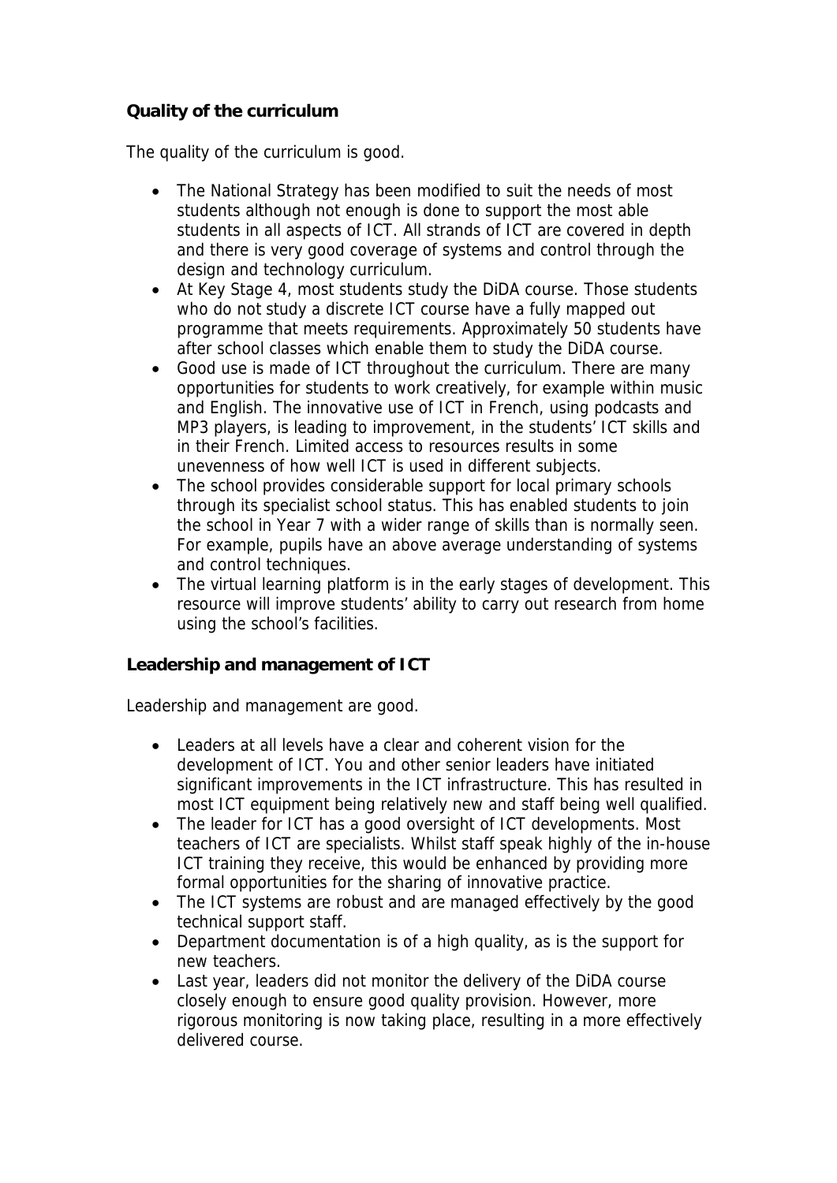**Quality of the curriculum**

The quality of the curriculum is good.

- The National Strategy has been modified to suit the needs of most students although not enough is done to support the most able students in all aspects of ICT. All strands of ICT are covered in depth and there is very good coverage of systems and control through the design and technology curriculum.
- At Key Stage 4, most students study the DiDA course. Those students who do not study a discrete ICT course have a fully mapped out programme that meets requirements. Approximately 50 students have after school classes which enable them to study the DiDA course.
- Good use is made of ICT throughout the curriculum. There are many opportunities for students to work creatively, for example within music and English. The innovative use of ICT in French, using podcasts and MP3 players, is leading to improvement, in the students' ICT skills and in their French. Limited access to resources results in some unevenness of how well ICT is used in different subjects.
- The school provides considerable support for local primary schools through its specialist school status. This has enabled students to join the school in Year 7 with a wider range of skills than is normally seen. For example, pupils have an above average understanding of systems and control techniques.
- The virtual learning platform is in the early stages of development. This resource will improve students' ability to carry out research from home using the school's facilities.

**Leadership and management of ICT**

Leadership and management are good.

- Leaders at all levels have a clear and coherent vision for the development of ICT. You and other senior leaders have initiated significant improvements in the ICT infrastructure. This has resulted in most ICT equipment being relatively new and staff being well qualified.
- The leader for ICT has a good oversight of ICT developments. Most teachers of ICT are specialists. Whilst staff speak highly of the in-house ICT training they receive, this would be enhanced by providing more formal opportunities for the sharing of innovative practice.
- The ICT systems are robust and are managed effectively by the good technical support staff.
- Department documentation is of a high quality, as is the support for new teachers.
- Last year, leaders did not monitor the delivery of the DiDA course closely enough to ensure good quality provision. However, more rigorous monitoring is now taking place, resulting in a more effectively delivered course.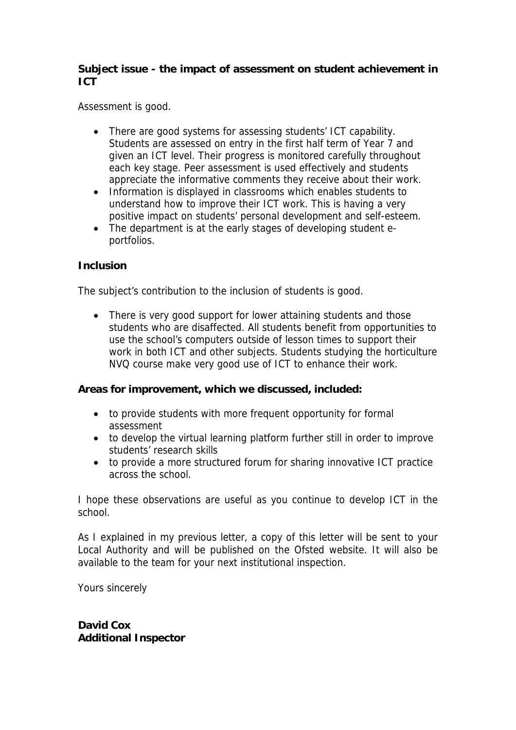**Subject issue - the impact of assessment on student achievement in ICT**

Assessment is good.

- There are good systems for assessing students' ICT capability. Students are assessed on entry in the first half term of Year 7 and given an ICT level. Their progress is monitored carefully throughout each key stage. Peer assessment is used effectively and students appreciate the informative comments they receive about their work.
- Information is displayed in classrooms which enables students to understand how to improve their ICT work. This is having a very positive impact on students' personal development and self-esteem.
- The department is at the early stages of developing student e-portfolios.

**Inclusion**

The subject's contribution to the inclusion of students is good.

- There is very good support for lower attaining students and those students who are disaffected. All students benefit from opportunities to use the school's computers outside of lesson times to support their work in both ICT and other subjects. Students studying the horticulture NVQ course make very good use of ICT to enhance their work.

**Areas for improvement, which we discussed, included:**

- to provide students with more frequent opportunity for formal assessment
- to develop the virtual learning platform further still in order to improve students' research skills
- to provide a more structured forum for sharing innovative ICT practice across the school.

I hope these observations are useful as you continue to develop ICT in the school.

As I explained in my previous letter, a copy of this letter will be sent to your Local Authority and will be published on the Ofsted website. It will also be available to the team for your next institutional inspection.

Yours sincerely

**David Cox**
**Additional Inspector**